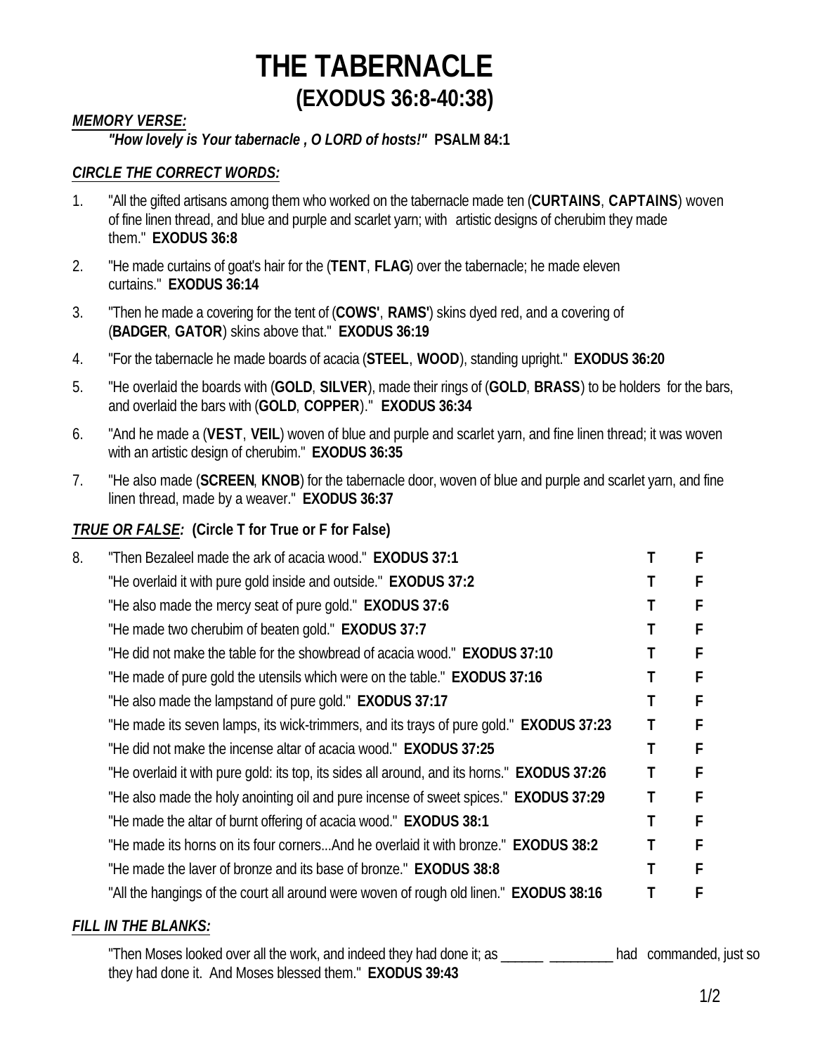# THE TABERNACLE
## (EXODUS 36:8-40:38)

***MEMORY VERSE:***

***"How lovely is Your tabernacle , O LORD of hosts!"* PSALM 84:1**

***CIRCLE THE CORRECT WORDS:***

1. "All the gifted artisans among them who worked on the tabernacle made ten (**CURTAINS**, **CAPTAINS**) woven of fine linen thread, and blue and purple and scarlet yarn; with artistic designs of cherubim they made them." **EXODUS 36:8**

2. "He made curtains of goat's hair for the (**TENT**, **FLAG**) over the tabernacle; he made eleven curtains." **EXODUS 36:14**

3. "Then he made a covering for the tent of (**COWS'**, **RAMS'**) skins dyed red, and a covering of (**BADGER**, **GATOR**) skins above that." **EXODUS 36:19**

4. "For the tabernacle he made boards of acacia (**STEEL**, **WOOD**), standing upright." **EXODUS 36:20**

5. "He overlaid the boards with (**GOLD**, **SILVER**), made their rings of (**GOLD**, **BRASS**) to be holders for the bars, and overlaid the bars with (**GOLD**, **COPPER**)." **EXODUS 36:34**

6. "And he made a (**VEST**, **VEIL**) woven of blue and purple and scarlet yarn, and fine linen thread; it was woven with an artistic design of cherubim." **EXODUS 36:35**

7. "He also made (**SCREEN**, **KNOB**) for the tabernacle door, woven of blue and purple and scarlet yarn, and fine linen thread, made by a weaver." **EXODUS 36:37**

***TRUE OR FALSE:* (Circle T for True or F for False)**

| | | | |
|---|---|---|---|
| 8. | "Then Bezaleel made the ark of acacia wood." **EXODUS 37:1** | **T** | **F** |
| | "He overlaid it with pure gold inside and outside." **EXODUS 37:2** | **T** | **F** |
| | "He also made the mercy seat of pure gold." **EXODUS 37:6** | **T** | **F** |
| | "He made two cherubim of beaten gold." **EXODUS 37:7** | **T** | **F** |
| | "He did not make the table for the showbread of acacia wood." **EXODUS 37:10** | **T** | **F** |
| | "He made of pure gold the utensils which were on the table." **EXODUS 37:16** | **T** | **F** |
| | "He also made the lampstand of pure gold." **EXODUS 37:17** | **T** | **F** |
| | "He made its seven lamps, its wick-trimmers, and its trays of pure gold." **EXODUS 37:23** | **T** | **F** |
| | "He did not make the incense altar of acacia wood." **EXODUS 37:25** | **T** | **F** |
| | "He overlaid it with pure gold: its top, its sides all around, and its horns." **EXODUS 37:26** | **T** | **F** |
| | "He also made the holy anointing oil and pure incense of sweet spices." **EXODUS 37:29** | **T** | **F** |
| | "He made the altar of burnt offering of acacia wood." **EXODUS 38:1** | **T** | **F** |
| | "He made its horns on its four corners...And he overlaid it with bronze." **EXODUS 38:2** | **T** | **F** |
| | "He made the laver of bronze and its base of bronze." **EXODUS 38:8** | **T** | **F** |
| | "All the hangings of the court all around were woven of rough old linen." **EXODUS 38:16** | **T** | **F** |

***FILL IN THE BLANKS:***

"Then Moses looked over all the work, and indeed they had done it; as ______ _________ had commanded, just so they had done it. And Moses blessed them." **EXODUS 39:43**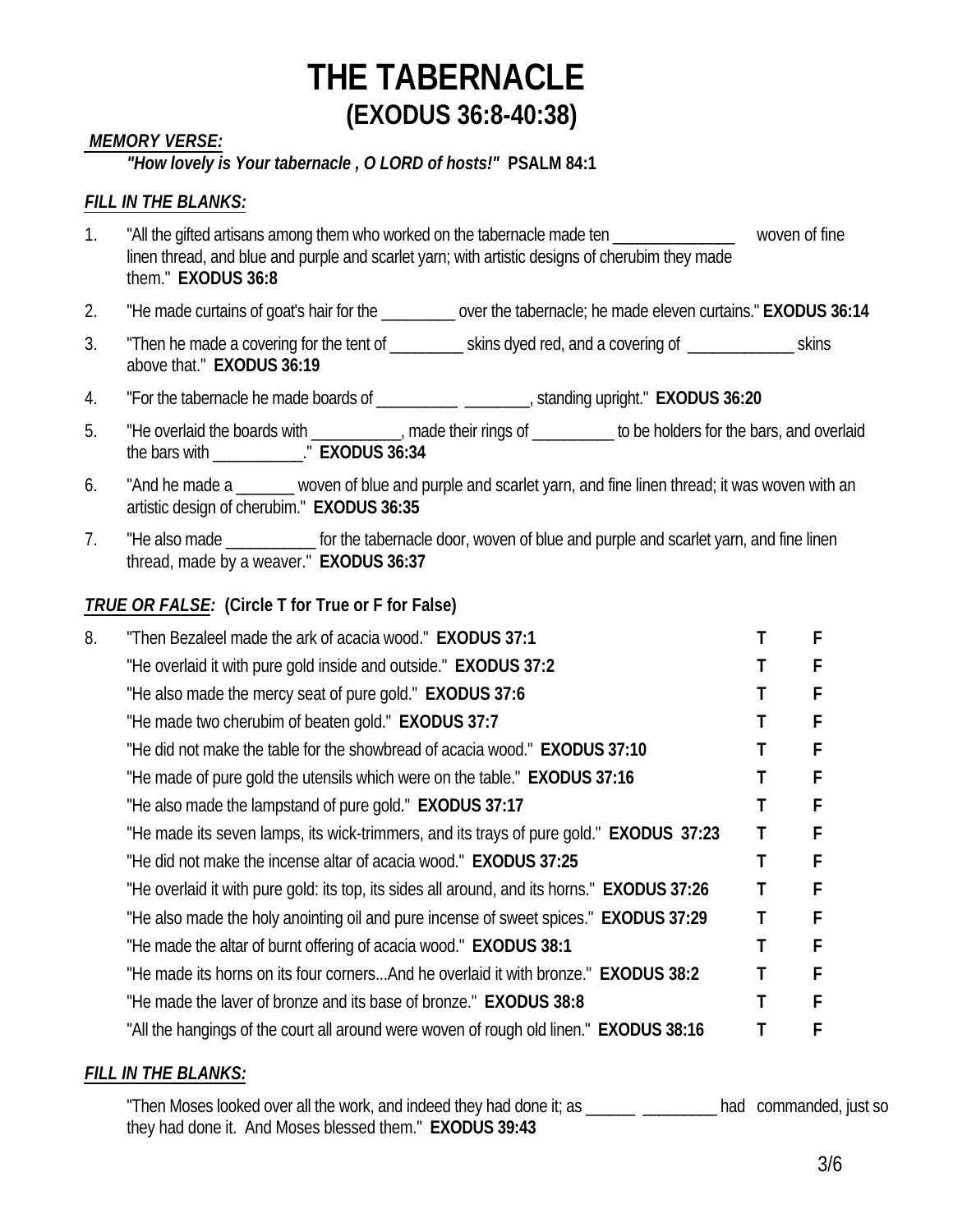# THE TABERNACLE
## (EXODUS 36:8-40:38)

***MEMORY VERSE:***

***"How lovely is Your tabernacle , O LORD of hosts!"*** **PSALM 84:1**

***FILL IN THE BLANKS:***

1. "All the gifted artisans among them who worked on the tabernacle made ten _______________ woven of fine linen thread, and blue and purple and scarlet yarn; with artistic designs of cherubim they made them." **EXODUS 36:8**
2. "He made curtains of goat's hair for the _________ over the tabernacle; he made eleven curtains." **EXODUS 36:14**
3. "Then he made a covering for the tent of _________ skins dyed red, and a covering of _____________ skins above that." **EXODUS 36:19**
4. "For the tabernacle he made boards of __________ ________, standing upright." **EXODUS 36:20**
5. "He overlaid the boards with ___________, made their rings of __________ to be holders for the bars, and overlaid the bars with ___________." **EXODUS 36:34**
6. "And he made a _______ woven of blue and purple and scarlet yarn, and fine linen thread; it was woven with an artistic design of cherubim." **EXODUS 36:35**
7. "He also made ___________ for the tabernacle door, woven of blue and purple and scarlet yarn, and fine linen thread, made by a weaver." **EXODUS 36:37**

***TRUE OR FALSE:*** **(Circle T for True or F for False)**

| | | | |
|---|---|---|---|
| 8. | "Then Bezaleel made the ark of acacia wood." **EXODUS 37:1** | T | F |
| | "He overlaid it with pure gold inside and outside." **EXODUS 37:2** | T | F |
| | "He also made the mercy seat of pure gold." **EXODUS 37:6** | T | F |
| | "He made two cherubim of beaten gold." **EXODUS 37:7** | T | F |
| | "He did not make the table for the showbread of acacia wood." **EXODUS 37:10** | T | F |
| | "He made of pure gold the utensils which were on the table." **EXODUS 37:16** | T | F |
| | "He also made the lampstand of pure gold." **EXODUS 37:17** | T | F |
| | "He made its seven lamps, its wick-trimmers, and its trays of pure gold." **EXODUS 37:23** | T | F |
| | "He did not make the incense altar of acacia wood." **EXODUS 37:25** | T | F |
| | "He overlaid it with pure gold: its top, its sides all around, and its horns." **EXODUS 37:26** | T | F |
| | "He also made the holy anointing oil and pure incense of sweet spices." **EXODUS 37:29** | T | F |
| | "He made the altar of burnt offering of acacia wood." **EXODUS 38:1** | T | F |
| | "He made its horns on its four corners...And he overlaid it with bronze." **EXODUS 38:2** | T | F |
| | "He made the laver of bronze and its base of bronze." **EXODUS 38:8** | T | F |
| | "All the hangings of the court all around were woven of rough old linen." **EXODUS 38:16** | T | F |

***FILL IN THE BLANKS:***

"Then Moses looked over all the work, and indeed they had done it; as ______ _________ had commanded, just so they had done it. And Moses blessed them." **EXODUS 39:43**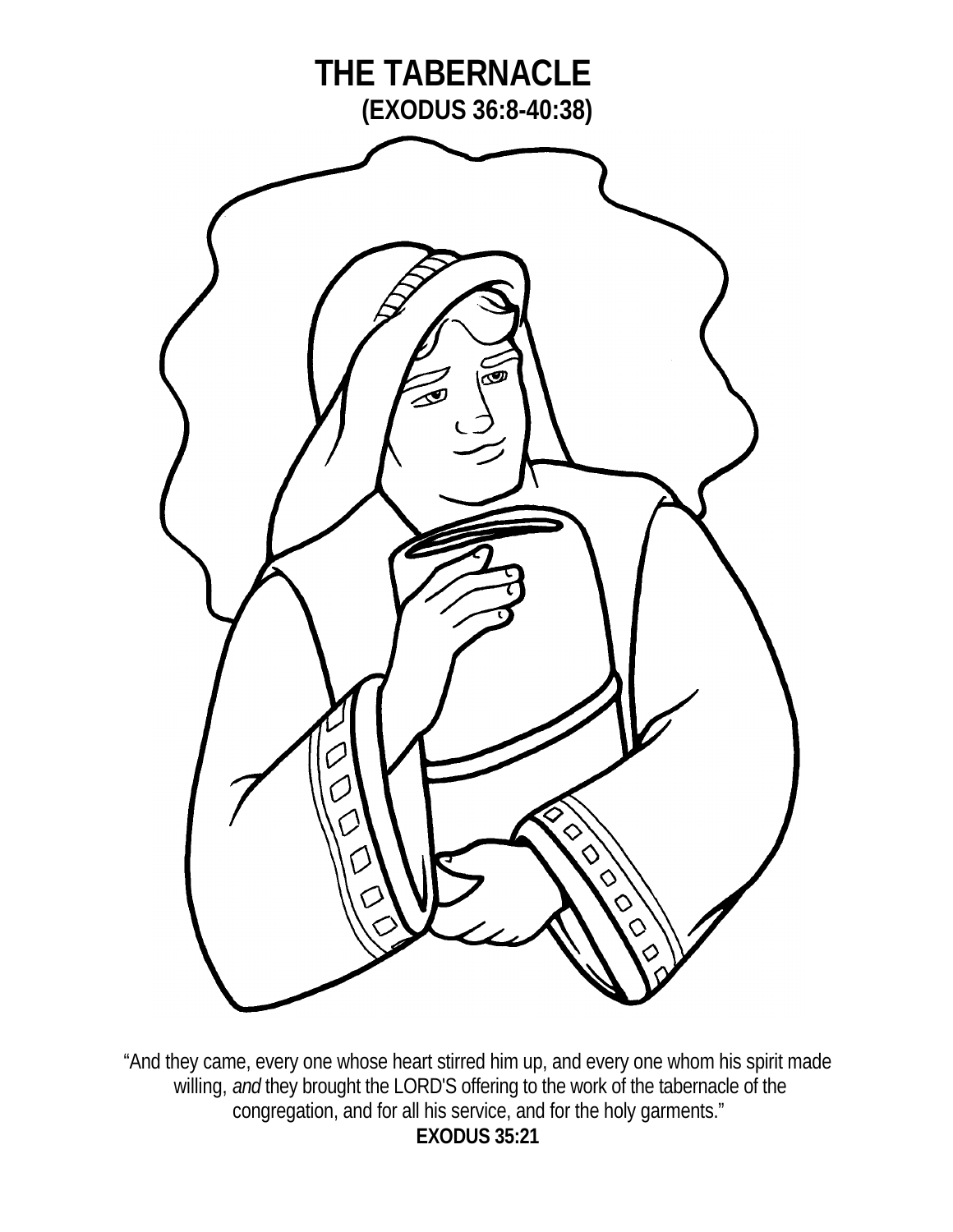# THE TABERNACLE

## (EXODUS 36:8-40:38)

"And they came, every one whose heart stirred him up, and every one whom his spirit made willing, *and* they brought the LORD'S offering to the work of the tabernacle of the congregation, and for all his service, and for the holy garments."

**EXODUS 35:21**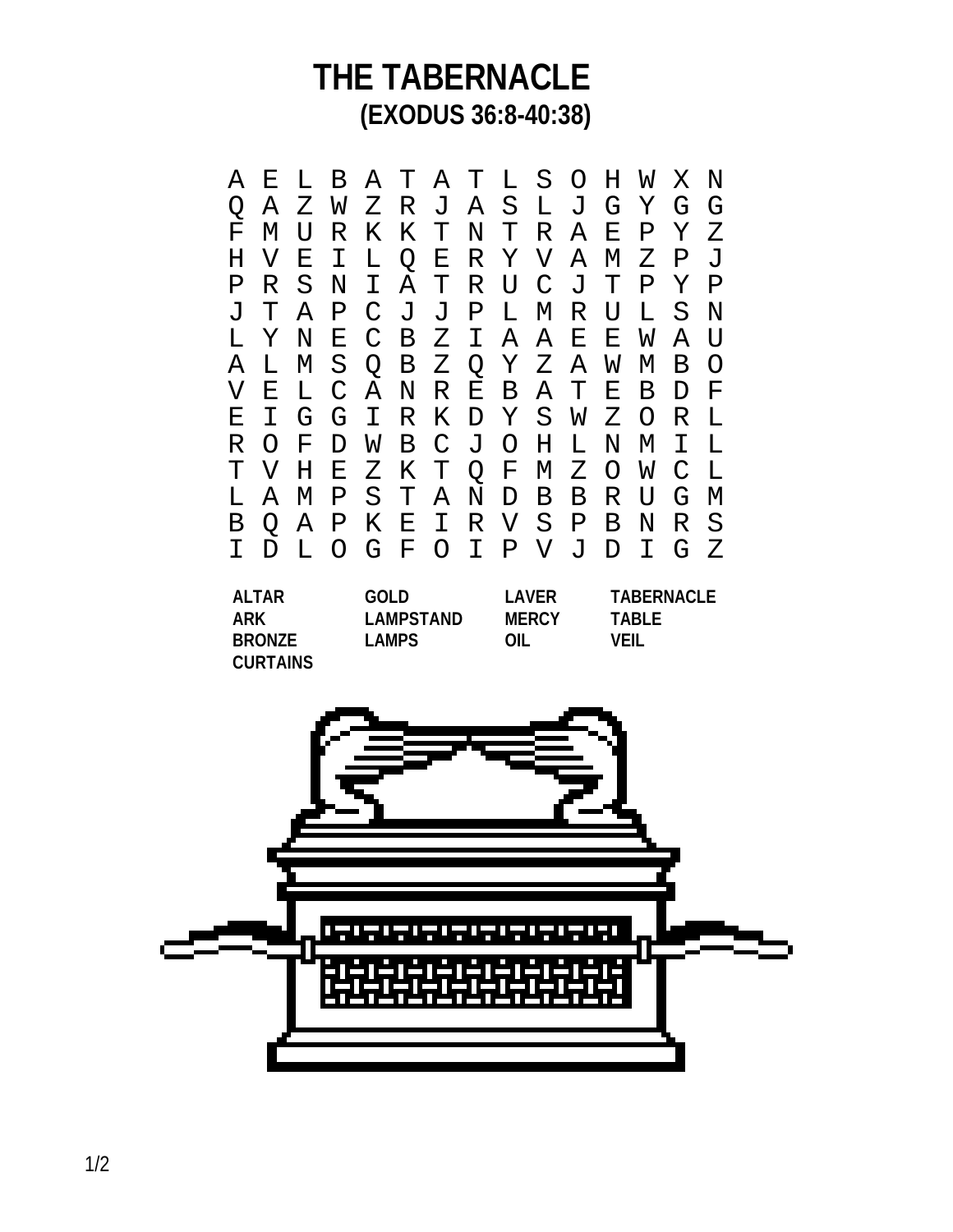# THE TABERNACLE

## (EXODUS 36:8-40:38)

```
A E L B A T A T L S O H W X N
Q A Z W Z R J A S L J G Y G G
F M U R K K T N T R A E P Y Z
H V E I L Q E R Y V A M Z P J
P R S N I A T R U C J T P Y P
J T A P C J J P L M R U L S N
L Y N E C B Z I A A E E W A U
A L M S Q B Z Q Y Z A W M B O
V E L C A N R E B A T E B D F
E I G G I R K D Y S W Z O R L
R O F D W B C J O H L N M I L
T V H E Z K T Q F M Z O W C L
L A M P S T A N D B B R U G M
B Q A P K E I R V S P B N R S
I D L O G F O I P V J D I G Z
```

| | | | |
|---|---|---|---|
| **ALTAR** | **GOLD** | **LAVER** | **TABERNACLE** |
| **ARK** | **LAMPSTAND** | **MERCY** | **TABLE** |
| **BRONZE** | **LAMPS** | **OIL** | **VEIL** |
| **CURTAINS** | | | |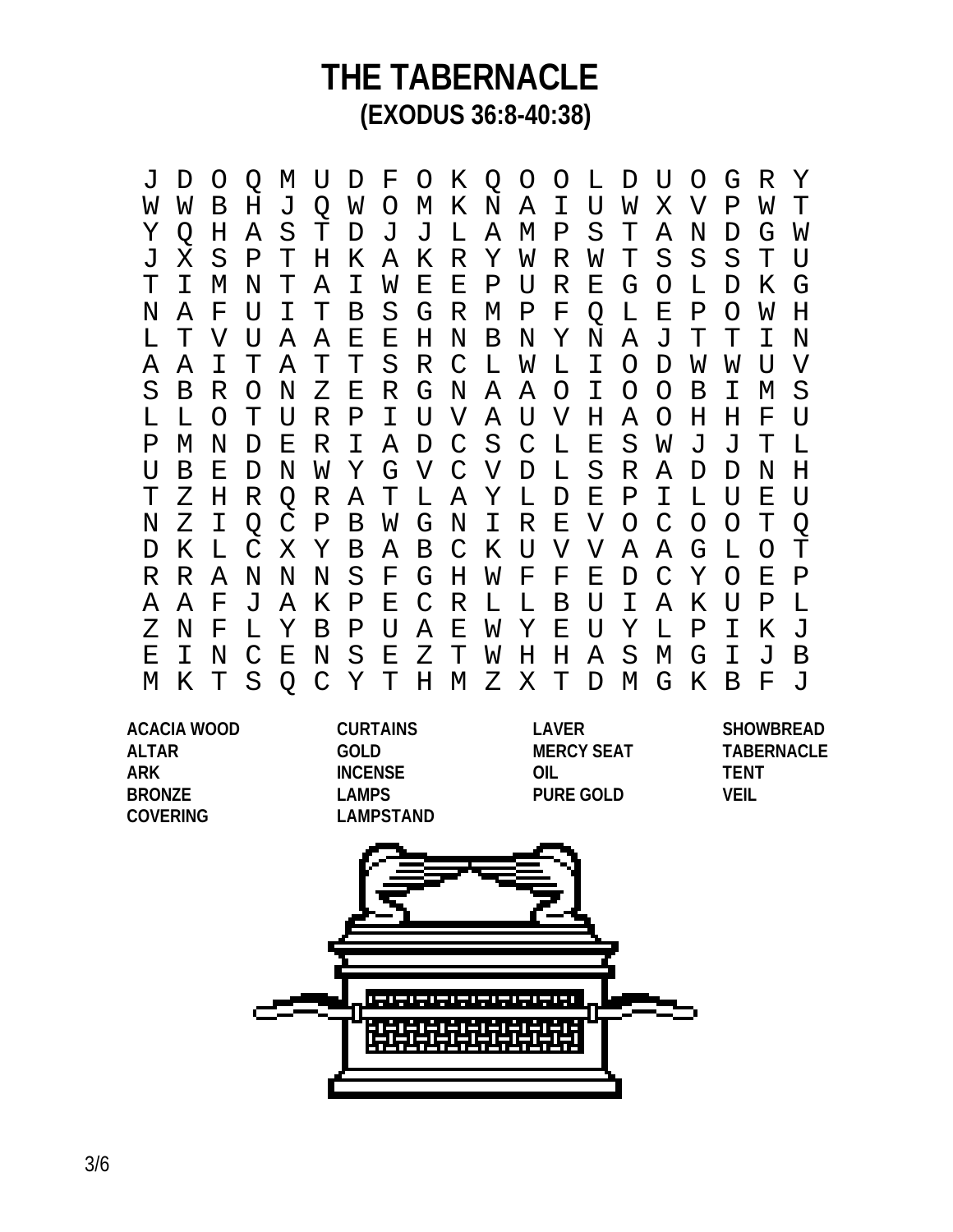# THE TABERNACLE

## (EXODUS 36:8-40:38)

```
J D O Q M U D F O K Q O O L D U O G R Y
W W B H J Q W O M K N A I U W X V P W T
Y Q H A S T D J J L A M P S T A N D G W
J X S P T H K A K R Y W R W T S S S T U
T I M N T A I W E E P U R E G O L D K G
N A F U I T B S G R M P F Q L E P O W H
L T V U A A E E H N B N Y N A J T T I N
A A I T A T T S R C L W L I O D W W U V
S B R O N Z E R G N A A O I O O B I M S
L L O T U R P I U V A U V H A O H H F U
P M N D E R I A D C S C L E S W J J T L
U B E D N W Y G V C V D L S R A D D N H
T Z H R Q R A T L A Y L D E P I L U E U
N Z I Q C P B W G N I R E V O C O O T Q
D K L C X Y B A B C K U V V A A G L O T
R R A N N N S F G H W F F E D C Y O E P
A A F J A K P E C R L L B U I A K U P L
Z N F L Y B P U A E W Y E U Y L P I K J
E I N C E N S E Z T W H H A S M G I J B
M K T S Q C Y T H M Z X T D M G K B F J
```

| | | | |
|---|---|---|---|
| **ACACIA WOOD** | **CURTAINS** | **LAVER** | **SHOWBREAD** |
| **ALTAR** | **GOLD** | **MERCY SEAT** | **TABERNACLE** |
| **ARK** | **INCENSE** | **OIL** | **TENT** |
| **BRONZE** | **LAMPS** | **PURE GOLD** | **VEIL** |
| **COVERING** | **LAMPSTAND** | | |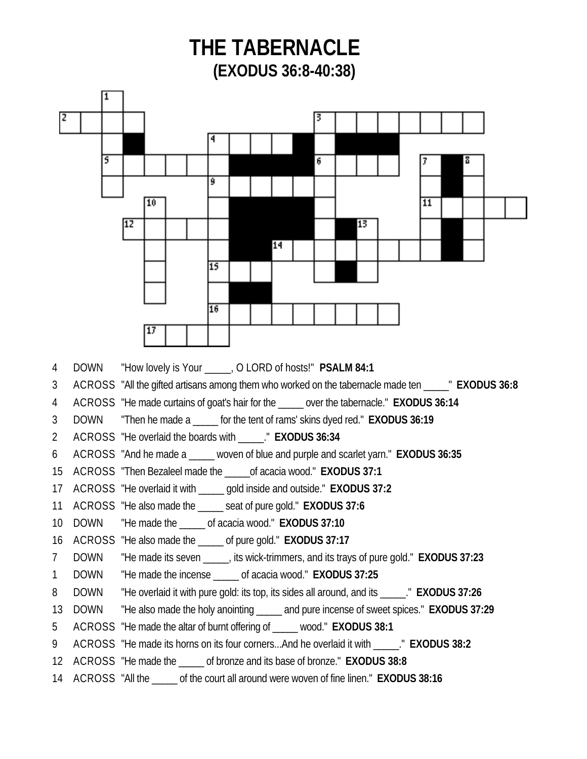# THE TABERNACLE
## (EXODUS 36:8-40:38)

| | | |
|---|---|---|
| 4 | DOWN | "How lovely is Your _____, O LORD of hosts!" **PSALM 84:1** |
| 3 | ACROSS | "All the gifted artisans among them who worked on the tabernacle made ten _____" **EXODUS 36:8** |
| 4 | ACROSS | "He made curtains of goat's hair for the _____ over the tabernacle." **EXODUS 36:14** |
| 3 | DOWN | "Then he made a _____ for the tent of rams' skins dyed red." **EXODUS 36:19** |
| 2 | ACROSS | "He overlaid the boards with _____." **EXODUS 36:34** |
| 6 | ACROSS | "And he made a _____ woven of blue and purple and scarlet yarn." **EXODUS 36:35** |
| 15 | ACROSS | "Then Bezaleel made the _____of acacia wood." **EXODUS 37:1** |
| 17 | ACROSS | "He overlaid it with _____ gold inside and outside." **EXODUS 37:2** |
| 11 | ACROSS | "He also made the _____ seat of pure gold." **EXODUS 37:6** |
| 10 | DOWN | "He made the _____ of acacia wood." **EXODUS 37:10** |
| 16 | ACROSS | "He also made the _____ of pure gold." **EXODUS 37:17** |
| 7 | DOWN | "He made its seven _____, its wick-trimmers, and its trays of pure gold." **EXODUS 37:23** |
| 1 | DOWN | "He made the incense _____ of acacia wood." **EXODUS 37:25** |
| 8 | DOWN | "He overlaid it with pure gold: its top, its sides all around, and its _____." **EXODUS 37:26** |
| 13 | DOWN | "He also made the holy anointing _____ and pure incense of sweet spices." **EXODUS 37:29** |
| 5 | ACROSS | "He made the altar of burnt offering of _____ wood." **EXODUS 38:1** |
| 9 | ACROSS | "He made its horns on its four corners...And he overlaid it with _____." **EXODUS 38:2** |
| 12 | ACROSS | "He made the _____ of bronze and its base of bronze." **EXODUS 38:8** |
| 14 | ACROSS | "All the _____ of the court all around were woven of fine linen." **EXODUS 38:16** |